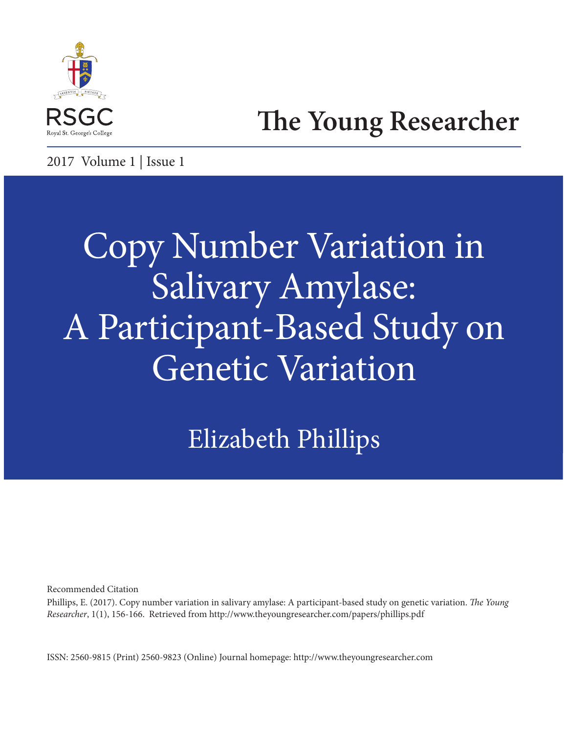RSGC

Royal St. George's College

# The Young Researcher

2017 Volume 1 | Issue 1

# Copy Number Variation in Salivary Amylase: A Participant-Based Study on Genetic Variation

## Elizabeth Phillips

Recommended Citation

Phillips, E. (2017). Copy number variation in salivary amylase: A participant-based study on genetic variation. *The Young Researcher*, 1(1), 156-166. Retrieved from http://www.theyoungresearcher.com/papers/phillips.pdf

ISSN: 2560-9815 (Print) 2560-9823 (Online) Journal homepage: http://www.theyoungresearcher.com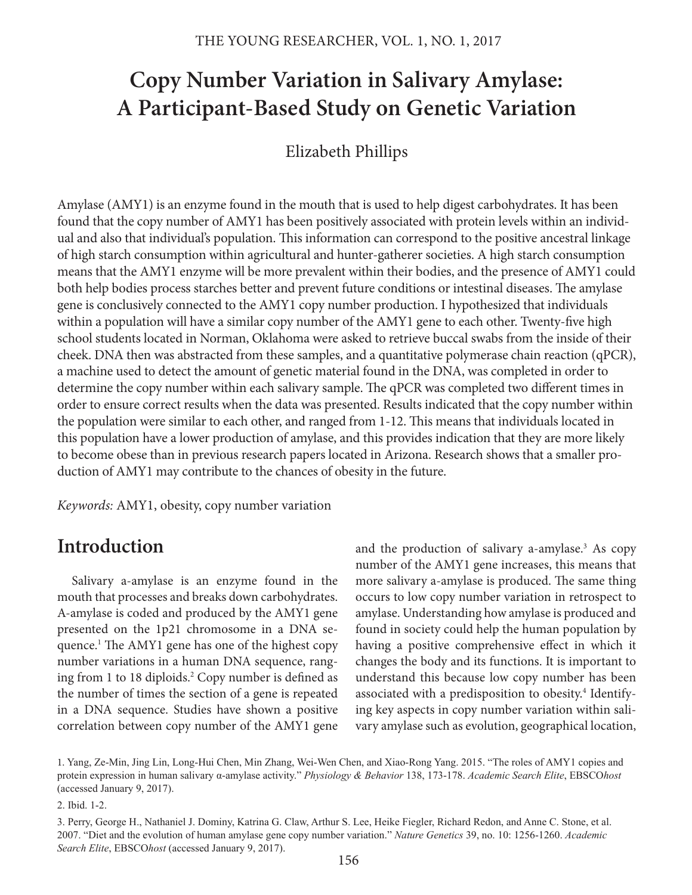# Copy Number Variation in Salivary Amylase: A Participant-Based Study on Genetic Variation

Elizabeth Phillips

Amylase (AMY1) is an enzyme found in the mouth that is used to help digest carbohydrates. It has been found that the copy number of AMY1 has been positively associated with protein levels within an individual and also that individual's population. This information can correspond to the positive ancestral linkage of high starch consumption within agricultural and hunter-gatherer societies. A high starch consumption means that the AMY1 enzyme will be more prevalent within their bodies, and the presence of AMY1 could both help bodies process starches better and prevent future conditions or intestinal diseases. The amylase gene is conclusively connected to the AMY1 copy number production. I hypothesized that individuals within a population will have a similar copy number of the AMY1 gene to each other. Twenty-five high school students located in Norman, Oklahoma were asked to retrieve buccal swabs from the inside of their cheek. DNA then was abstracted from these samples, and a quantitative polymerase chain reaction (qPCR), a machine used to detect the amount of genetic material found in the DNA, was completed in order to determine the copy number within each salivary sample. The qPCR was completed two different times in order to ensure correct results when the data was presented. Results indicated that the copy number within the population were similar to each other, and ranged from 1-12. This means that individuals located in this population have a lower production of amylase, and this provides indication that they are more likely to become obese than in previous research papers located in Arizona. Research shows that a smaller production of AMY1 may contribute to the chances of obesity in the future.

*Keywords:* AMY1, obesity, copy number variation

## Introduction

Salivary a-amylase is an enzyme found in the mouth that processes and breaks down carbohydrates. A-amylase is coded and produced by the AMY1 gene presented on the 1p21 chromosome in a DNA sequence.[1] The AMY1 gene has one of the highest copy number variations in a human DNA sequence, ranging from 1 to 18 diploids.[2] Copy number is defined as the number of times the section of a gene is repeated in a DNA sequence. Studies have shown a positive correlation between copy number of the AMY1 gene and the production of salivary a-amylase.[3] As copy number of the AMY1 gene increases, this means that more salivary a-amylase is produced. The same thing occurs to low copy number variation in retrospect to amylase. Understanding how amylase is produced and found in society could help the human population by having a positive comprehensive effect in which it changes the body and its functions. It is important to understand this because low copy number has been associated with a predisposition to obesity.[4] Identifying key aspects in copy number variation within salivary amylase such as evolution, geographical location,

1. Yang, Ze-Min, Jing Lin, Long-Hui Chen, Min Zhang, Wei-Wen Chen, and Xiao-Rong Yang. 2015. "The roles of AMY1 copies and protein expression in human salivary α-amylase activity." *Physiology & Behavior* 138, 173-178. *Academic Search Elite*, EBSCO*host* (accessed January 9, 2017).

2. Ibid. 1-2.

3. Perry, George H., Nathaniel J. Dominy, Katrina G. Claw, Arthur S. Lee, Heike Fiegler, Richard Redon, and Anne C. Stone, et al. 2007. "Diet and the evolution of human amylase gene copy number variation." *Nature Genetics* 39, no. 10: 1256-1260. *Academic Search Elite*, EBSCO*host* (accessed January 9, 2017).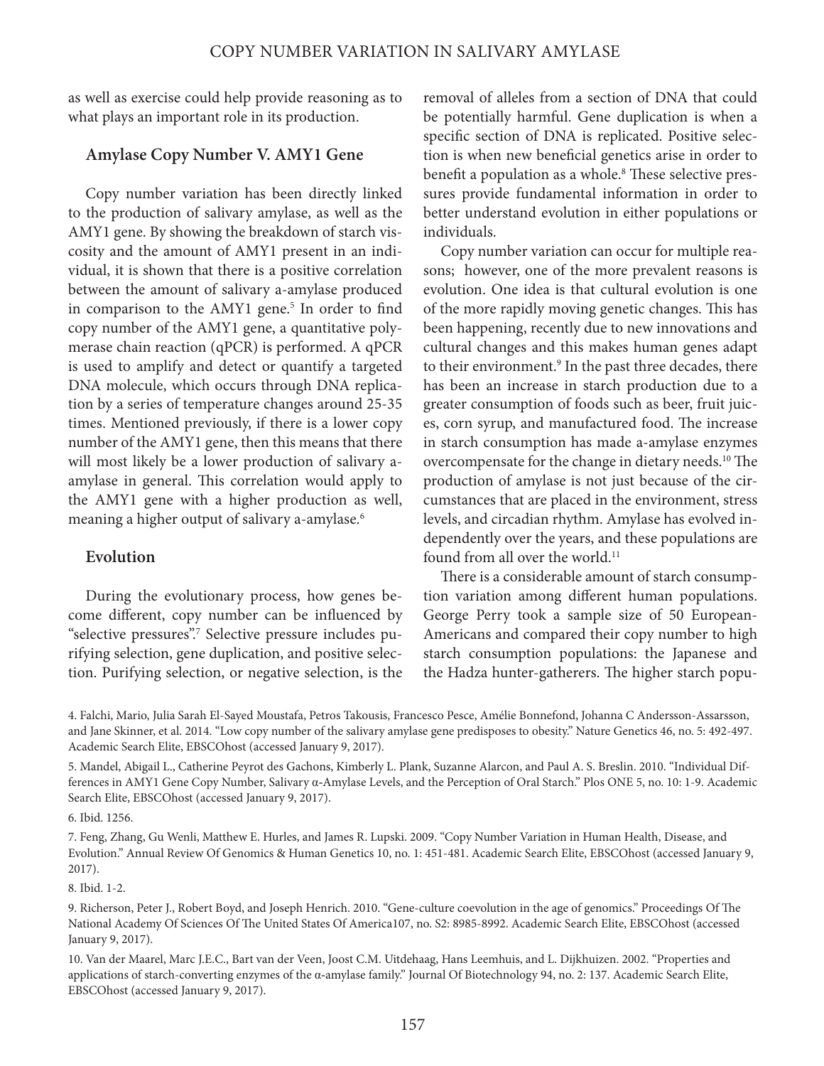as well as exercise could help provide reasoning as to what plays an important role in its production.

## Amylase Copy Number V. AMY1 Gene

Copy number variation has been directly linked to the production of salivary amylase, as well as the AMY1 gene. By showing the breakdown of starch viscosity and the amount of AMY1 present in an individual, it is shown that there is a positive correlation between the amount of salivary a-amylase produced in comparison to the AMY1 gene.[5] In order to find copy number of the AMY1 gene, a quantitative polymerase chain reaction (qPCR) is performed. A qPCR is used to amplify and detect or quantify a targeted DNA molecule, which occurs through DNA replication by a series of temperature changes around 25-35 times. Mentioned previously, if there is a lower copy number of the AMY1 gene, then this means that there will most likely be a lower production of salivary a-amylase in general. This correlation would apply to the AMY1 gene with a higher production as well, meaning a higher output of salivary a-amylase.[6]

## Evolution

During the evolutionary process, how genes become different, copy number can be influenced by "selective pressures".[7] Selective pressure includes purifying selection, gene duplication, and positive selection. Purifying selection, or negative selection, is the removal of alleles from a section of DNA that could be potentially harmful. Gene duplication is when a specific section of DNA is replicated. Positive selection is when new beneficial genetics arise in order to benefit a population as a whole.[8] These selective pressures provide fundamental information in order to better understand evolution in either populations or individuals.

Copy number variation can occur for multiple reasons; however, one of the more prevalent reasons is evolution. One idea is that cultural evolution is one of the more rapidly moving genetic changes. This has been happening, recently due to new innovations and cultural changes and this makes human genes adapt to their environment.[9] In the past three decades, there has been an increase in starch production due to a greater consumption of foods such as beer, fruit juices, corn syrup, and manufactured food. The increase in starch consumption has made a-amylase enzymes overcompensate for the change in dietary needs.[10] The production of amylase is not just because of the circumstances that are placed in the environment, stress levels, and circadian rhythm. Amylase has evolved independently over the years, and these populations are found from all over the world.[11]

There is a considerable amount of starch consumption variation among different human populations. George Perry took a sample size of 50 European-Americans and compared their copy number to high starch consumption populations: the Japanese and the Hadza hunter-gatherers. The higher starch popu-

---

4. Falchi, Mario, Julia Sarah El-Sayed Moustafa, Petros Takousis, Francesco Pesce, Amélie Bonnefond, Johanna C Andersson-Assarsson, and Jane Skinner, et al. 2014. "Low copy number of the salivary amylase gene predisposes to obesity." Nature Genetics 46, no. 5: 492-497. Academic Search Elite, EBSCOhost (accessed January 9, 2017).

5. Mandel, Abigail L., Catherine Peyrot des Gachons, Kimberly L. Plank, Suzanne Alarcon, and Paul A. S. Breslin. 2010. "Individual Differences in AMY1 Gene Copy Number, Salivary α-Amylase Levels, and the Perception of Oral Starch." Plos ONE 5, no. 10: 1-9. Academic Search Elite, EBSCOhost (accessed January 9, 2017).

6. Ibid. 1256.

7. Feng, Zhang, Gu Wenli, Matthew E. Hurles, and James R. Lupski. 2009. "Copy Number Variation in Human Health, Disease, and Evolution." Annual Review Of Genomics & Human Genetics 10, no. 1: 451-481. Academic Search Elite, EBSCOhost (accessed January 9, 2017).

8. Ibid. 1-2.

9. Richerson, Peter J., Robert Boyd, and Joseph Henrich. 2010. "Gene-culture coevolution in the age of genomics." Proceedings Of The National Academy Of Sciences Of The United States Of America107, no. S2: 8985-8992. Academic Search Elite, EBSCOhost (accessed January 9, 2017).

10. Van der Maarel, Marc J.E.C., Bart van der Veen, Joost C.M. Uitdehaag, Hans Leemhuis, and L. Dijkhuizen. 2002. "Properties and applications of starch-converting enzymes of the α-amylase family." Journal Of Biotechnology 94, no. 2: 137. Academic Search Elite, EBSCOhost (accessed January 9, 2017).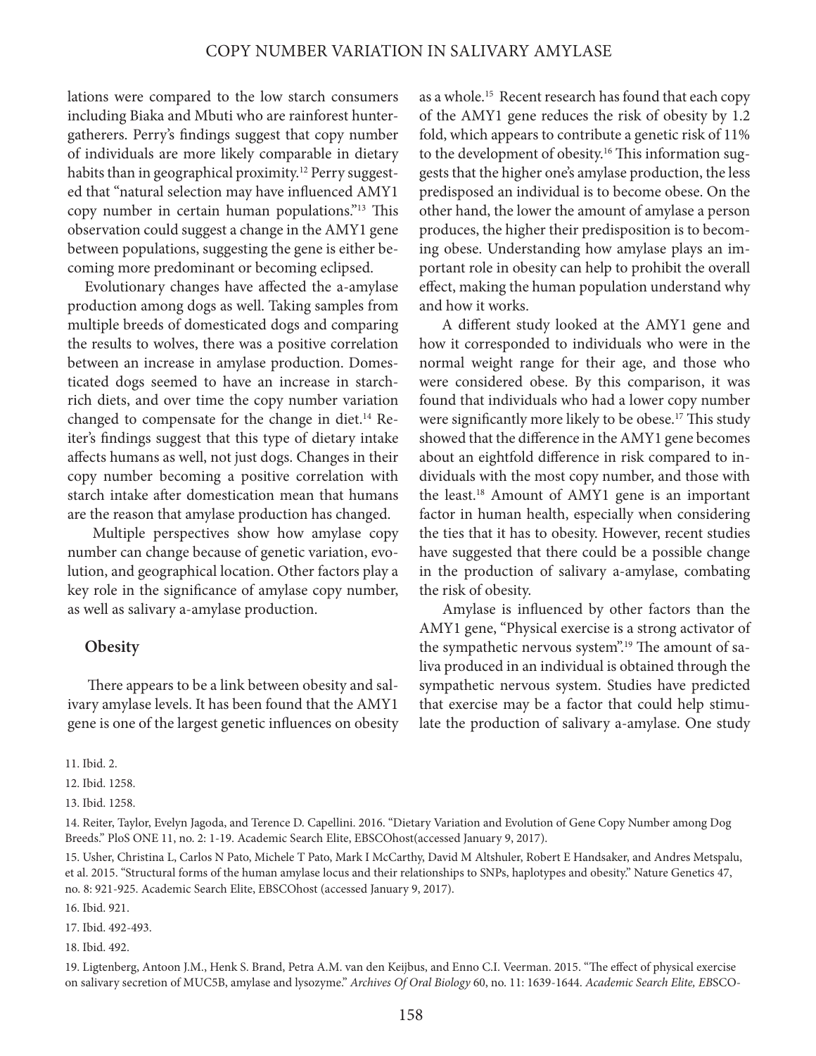lations were compared to the low starch consumers including Biaka and Mbuti who are rainforest hunter-gatherers. Perry's findings suggest that copy number of individuals are more likely comparable in dietary habits than in geographical proximity.[12] Perry suggested that "natural selection may have influenced AMY1 copy number in certain human populations."[13] This observation could suggest a change in the AMY1 gene between populations, suggesting the gene is either becoming more predominant or becoming eclipsed.

Evolutionary changes have affected the a-amylase production among dogs as well. Taking samples from multiple breeds of domesticated dogs and comparing the results to wolves, there was a positive correlation between an increase in amylase production. Domesticated dogs seemed to have an increase in starch-rich diets, and over time the copy number variation changed to compensate for the change in diet.[14] Reiter's findings suggest that this type of dietary intake affects humans as well, not just dogs. Changes in their copy number becoming a positive correlation with starch intake after domestication mean that humans are the reason that amylase production has changed.

Multiple perspectives show how amylase copy number can change because of genetic variation, evolution, and geographical location. Other factors play a key role in the significance of amylase copy number, as well as salivary a-amylase production.

## Obesity

There appears to be a link between obesity and salivary amylase levels. It has been found that the AMY1 gene is one of the largest genetic influences on obesity as a whole.[15] Recent research has found that each copy of the AMY1 gene reduces the risk of obesity by 1.2 fold, which appears to contribute a genetic risk of 11% to the development of obesity.[16] This information suggests that the higher one's amylase production, the less predisposed an individual is to become obese. On the other hand, the lower the amount of amylase a person produces, the higher their predisposition is to becoming obese. Understanding how amylase plays an important role in obesity can help to prohibit the overall effect, making the human population understand why and how it works.

A different study looked at the AMY1 gene and how it corresponded to individuals who were in the normal weight range for their age, and those who were considered obese. By this comparison, it was found that individuals who had a lower copy number were significantly more likely to be obese.[17] This study showed that the difference in the AMY1 gene becomes about an eightfold difference in risk compared to individuals with the most copy number, and those with the least.[18] Amount of AMY1 gene is an important factor in human health, especially when considering the ties that it has to obesity. However, recent studies have suggested that there could be a possible change in the production of salivary a-amylase, combating the risk of obesity.

Amylase is influenced by other factors than the AMY1 gene, "Physical exercise is a strong activator of the sympathetic nervous system".[19] The amount of saliva produced in an individual is obtained through the sympathetic nervous system. Studies have predicted that exercise may be a factor that could help stimulate the production of salivary a-amylase. One study

11. Ibid. 2.

12. Ibid. 1258.

13. Ibid. 1258.

14. Reiter, Taylor, Evelyn Jagoda, and Terence D. Capellini. 2016. "Dietary Variation and Evolution of Gene Copy Number among Dog Breeds." PloS ONE 11, no. 2: 1-19. Academic Search Elite, EBSCOhost(accessed January 9, 2017).

15. Usher, Christina L, Carlos N Pato, Michele T Pato, Mark I McCarthy, David M Altshuler, Robert E Handsaker, and Andres Metspalu, et al. 2015. "Structural forms of the human amylase locus and their relationships to SNPs, haplotypes and obesity." Nature Genetics 47, no. 8: 921-925. Academic Search Elite, EBSCOhost (accessed January 9, 2017).

16. Ibid. 921.

17. Ibid. 492-493.

18. Ibid. 492.

19. Ligtenberg, Antoon J.M., Henk S. Brand, Petra A.M. van den Keijbus, and Enno C.I. Veerman. 2015. "The effect of physical exercise on salivary secretion of MUC5B, amylase and lysozyme." *Archives Of Oral Biology* 60, no. 11: 1639-1644. *Academic Search Elite, EB*SCO-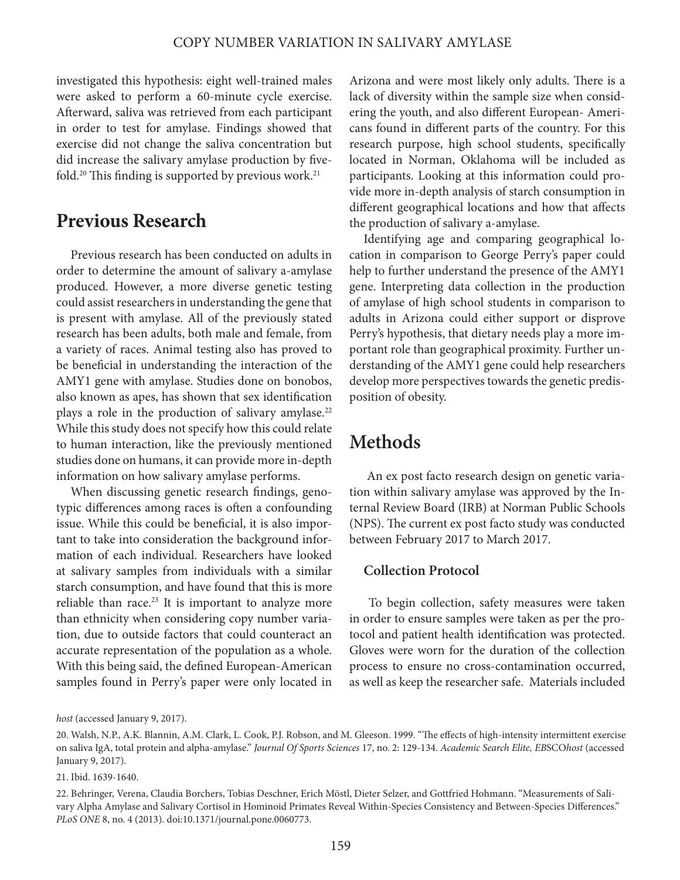investigated this hypothesis: eight well-trained males were asked to perform a 60-minute cycle exercise. Afterward, saliva was retrieved from each participant in order to test for amylase. Findings showed that exercise did not change the saliva concentration but did increase the salivary amylase production by five-fold.[20] This finding is supported by previous work.[21]

## Previous Research

Previous research has been conducted on adults in order to determine the amount of salivary a-amylase produced. However, a more diverse genetic testing could assist researchers in understanding the gene that is present with amylase. All of the previously stated research has been adults, both male and female, from a variety of races. Animal testing also has proved to be beneficial in understanding the interaction of the AMY1 gene with amylase. Studies done on bonobos, also known as apes, has shown that sex identification plays a role in the production of salivary amylase.[22] While this study does not specify how this could relate to human interaction, like the previously mentioned studies done on humans, it can provide more in-depth information on how salivary amylase performs.

When discussing genetic research findings, genotypic differences among races is often a confounding issue. While this could be beneficial, it is also important to take into consideration the background information of each individual. Researchers have looked at salivary samples from individuals with a similar starch consumption, and have found that this is more reliable than race.[23] It is important to analyze more than ethnicity when considering copy number variation, due to outside factors that could counteract an accurate representation of the population as a whole. With this being said, the defined European-American samples found in Perry's paper were only located in Arizona and were most likely only adults. There is a lack of diversity within the sample size when considering the youth, and also different European- Americans found in different parts of the country. For this research purpose, high school students, specifically located in Norman, Oklahoma will be included as participants. Looking at this information could provide more in-depth analysis of starch consumption in different geographical locations and how that affects the production of salivary a-amylase.

Identifying age and comparing geographical location in comparison to George Perry's paper could help to further understand the presence of the AMY1 gene. Interpreting data collection in the production of amylase of high school students in comparison to adults in Arizona could either support or disprove Perry's hypothesis, that dietary needs play a more important role than geographical proximity. Further understanding of the AMY1 gene could help researchers develop more perspectives towards the genetic predisposition of obesity.

## Methods

An ex post facto research design on genetic variation within salivary amylase was approved by the Internal Review Board (IRB) at Norman Public Schools (NPS). The current ex post facto study was conducted between February 2017 to March 2017.

### Collection Protocol

To begin collection, safety measures were taken in order to ensure samples were taken as per the protocol and patient health identification was protected. Gloves were worn for the duration of the collection process to ensure no cross-contamination occurred, as well as keep the researcher safe. Materials included

*host* (accessed January 9, 2017).

20. Walsh, N.P., A.K. Blannin, A.M. Clark, L. Cook, P.J. Robson, and M. Gleeson. 1999. "The effects of high-intensity intermittent exercise on saliva IgA, total protein and alpha-amylase." *Journal Of Sports Sciences* 17, no. 2: 129-134. *Academic Search Elite, EBSCOhost* (accessed January 9, 2017).

21. Ibid. 1639-1640.

22. Behringer, Verena, Claudia Borchers, Tobias Deschner, Erich Möstl, Dieter Selzer, and Gottfried Hohmann. "Measurements of Salivary Alpha Amylase and Salivary Cortisol in Hominoid Primates Reveal Within-Species Consistency and Between-Species Differences." *PLoS ONE* 8, no. 4 (2013). doi:10.1371/journal.pone.0060773.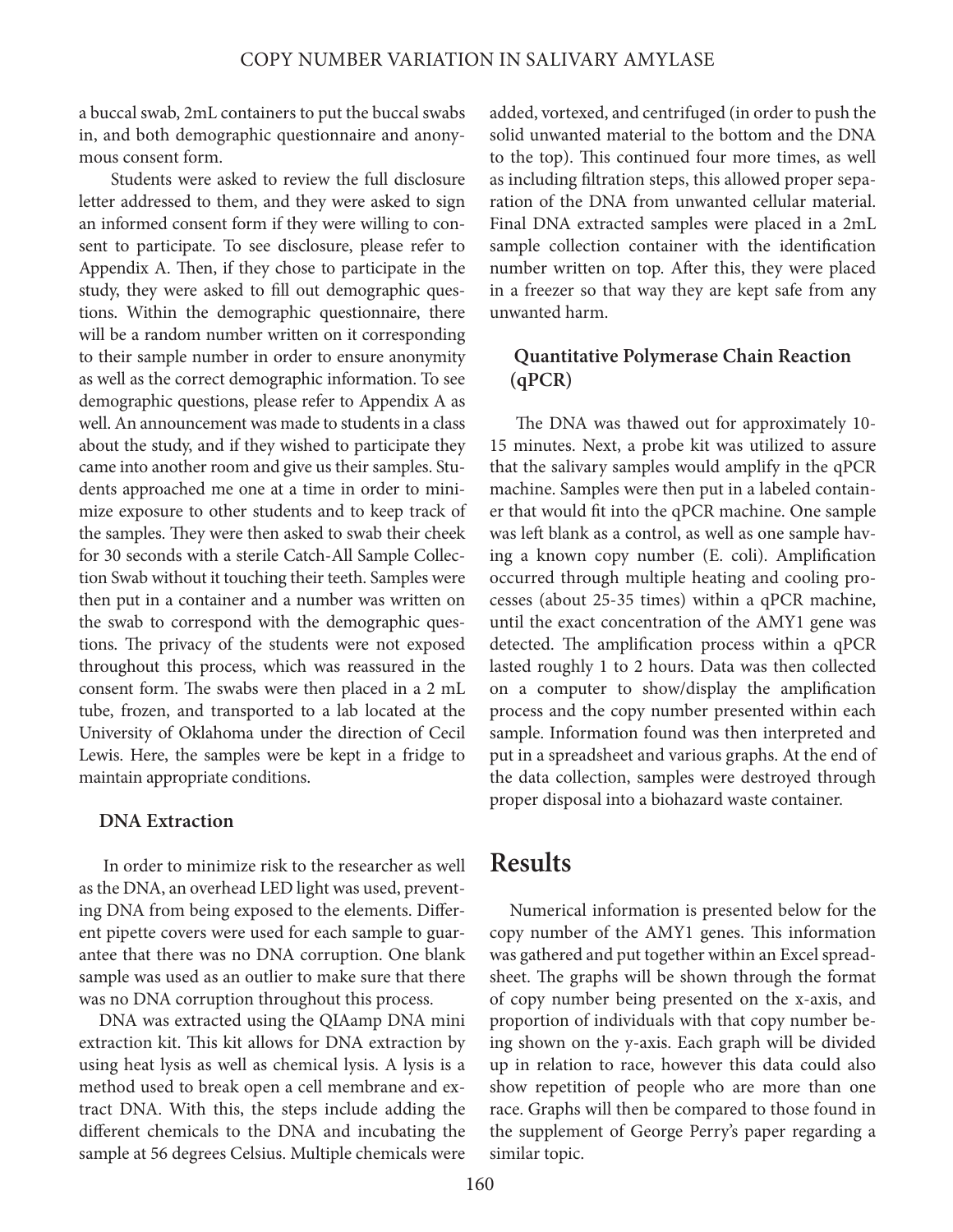a buccal swab, 2mL containers to put the buccal swabs in, and both demographic questionnaire and anonymous consent form.

Students were asked to review the full disclosure letter addressed to them, and they were asked to sign an informed consent form if they were willing to consent to participate. To see disclosure, please refer to Appendix A. Then, if they chose to participate in the study, they were asked to fill out demographic questions. Within the demographic questionnaire, there will be a random number written on it corresponding to their sample number in order to ensure anonymity as well as the correct demographic information. To see demographic questions, please refer to Appendix A as well. An announcement was made to students in a class about the study, and if they wished to participate they came into another room and give us their samples. Students approached me one at a time in order to minimize exposure to other students and to keep track of the samples. They were then asked to swab their cheek for 30 seconds with a sterile Catch-All Sample Collection Swab without it touching their teeth. Samples were then put in a container and a number was written on the swab to correspond with the demographic questions. The privacy of the students were not exposed throughout this process, which was reassured in the consent form. The swabs were then placed in a 2 mL tube, frozen, and transported to a lab located at the University of Oklahoma under the direction of Cecil Lewis. Here, the samples were be kept in a fridge to maintain appropriate conditions.

### DNA Extraction

In order to minimize risk to the researcher as well as the DNA, an overhead LED light was used, preventing DNA from being exposed to the elements. Different pipette covers were used for each sample to guarantee that there was no DNA corruption. One blank sample was used as an outlier to make sure that there was no DNA corruption throughout this process.

DNA was extracted using the QIAamp DNA mini extraction kit. This kit allows for DNA extraction by using heat lysis as well as chemical lysis. A lysis is a method used to break open a cell membrane and extract DNA. With this, the steps include adding the different chemicals to the DNA and incubating the sample at 56 degrees Celsius. Multiple chemicals were added, vortexed, and centrifuged (in order to push the solid unwanted material to the bottom and the DNA to the top). This continued four more times, as well as including filtration steps, this allowed proper separation of the DNA from unwanted cellular material. Final DNA extracted samples were placed in a 2mL sample collection container with the identification number written on top. After this, they were placed in a freezer so that way they are kept safe from any unwanted harm.

### Quantitative Polymerase Chain Reaction (qPCR)

The DNA was thawed out for approximately 10-15 minutes. Next, a probe kit was utilized to assure that the salivary samples would amplify in the qPCR machine. Samples were then put in a labeled container that would fit into the qPCR machine. One sample was left blank as a control, as well as one sample having a known copy number (E. coli). Amplification occurred through multiple heating and cooling processes (about 25-35 times) within a qPCR machine, until the exact concentration of the AMY1 gene was detected. The amplification process within a qPCR lasted roughly 1 to 2 hours. Data was then collected on a computer to show/display the amplification process and the copy number presented within each sample. Information found was then interpreted and put in a spreadsheet and various graphs. At the end of the data collection, samples were destroyed through proper disposal into a biohazard waste container.

## Results

Numerical information is presented below for the copy number of the AMY1 genes. This information was gathered and put together within an Excel spreadsheet. The graphs will be shown through the format of copy number being presented on the x-axis, and proportion of individuals with that copy number being shown on the y-axis. Each graph will be divided up in relation to race, however this data could also show repetition of people who are more than one race. Graphs will then be compared to those found in the supplement of George Perry's paper regarding a similar topic.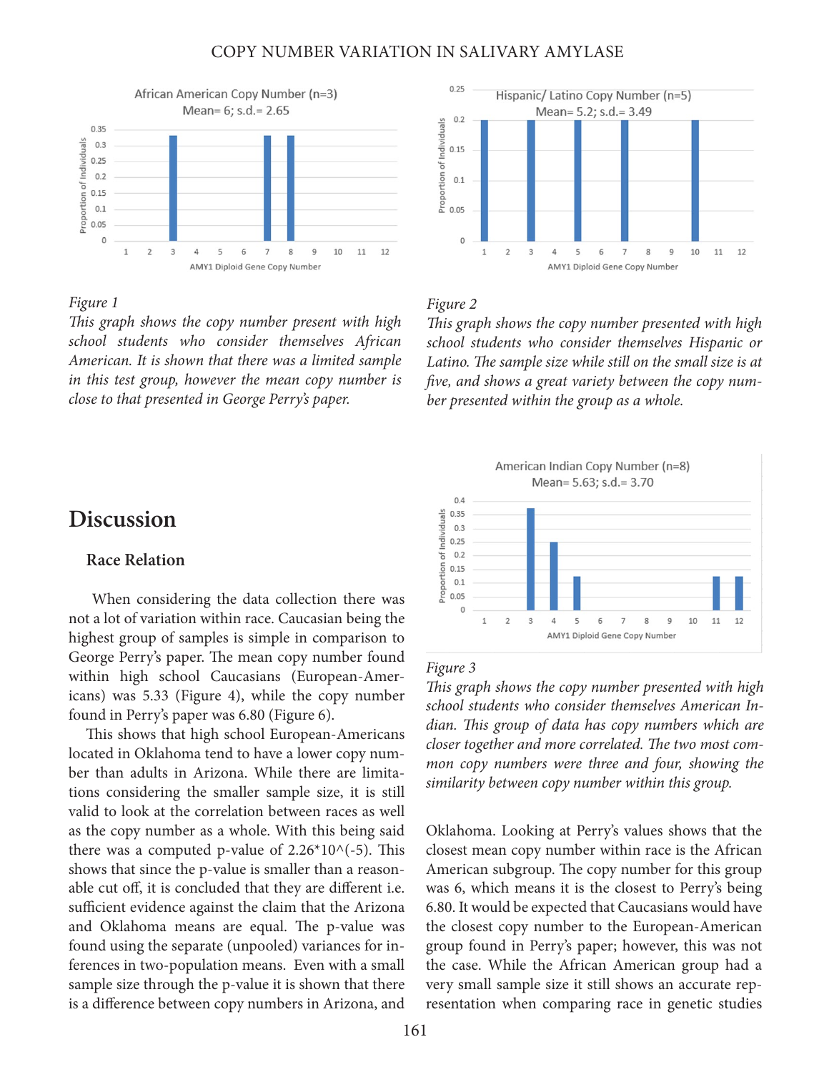*Figure 1*
*This graph shows the copy number present with high school students who consider themselves African American. It is shown that there was a limited sample in this test group, however the mean copy number is close to that presented in George Perry's paper.*

*Figure 2*
*This graph shows the copy number presented with high school students who consider themselves Hispanic or Latino. The sample size while still on the small size is at five, and shows a great variety between the copy number presented within the group as a whole.*

*Figure 3*
*This graph shows the copy number presented with high school students who consider themselves American Indian. This group of data has copy numbers which are closer together and more correlated. The two most common copy numbers were three and four, showing the similarity between copy number within this group.*

# Discussion

## Race Relation

When considering the data collection there was not a lot of variation within race. Caucasian being the highest group of samples is simple in comparison to George Perry's paper. The mean copy number found within high school Caucasians (European-Americans) was 5.33 (Figure 4), while the copy number found in Perry's paper was 6.80 (Figure 6).

This shows that high school European-Americans located in Oklahoma tend to have a lower copy number than adults in Arizona. While there are limitations considering the smaller sample size, it is still valid to look at the correlation between races as well as the copy number as a whole. With this being said there was a computed p-value of 2.26*10^(-5). This shows that since the p-value is smaller than a reasonable cut off, it is concluded that they are different i.e. sufficient evidence against the claim that the Arizona and Oklahoma means are equal. The p-value was found using the separate (unpooled) variances for inferences in two-population means. Even with a small sample size through the p-value it is shown that there is a difference between copy numbers in Arizona, and Oklahoma. Looking at Perry's values shows that the closest mean copy number within race is the African American subgroup. The copy number for this group was 6, which means it is the closest to Perry's being 6.80. It would be expected that Caucasians would have the closest copy number to the European-American group found in Perry's paper; however, this was not the case. While the African American group had a very small sample size it still shows an accurate representation when comparing race in genetic studies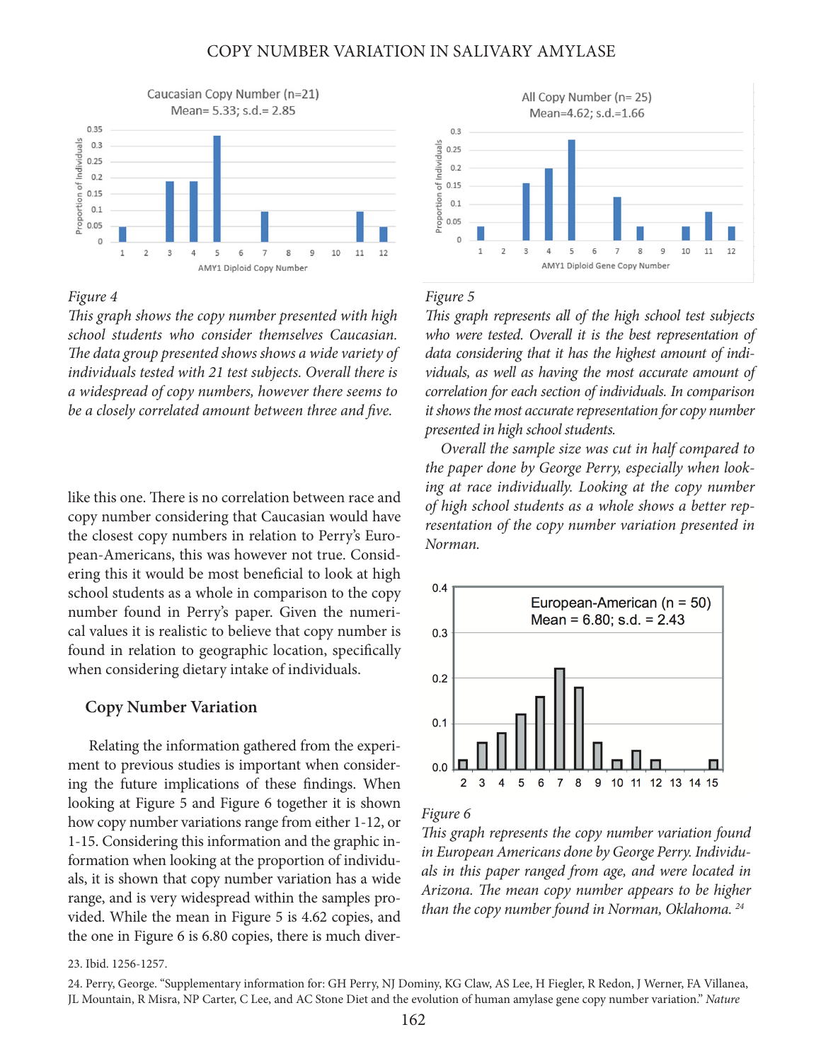Figure 4

*This graph shows the copy number presented with high school students who consider themselves Caucasian. The data group presented shows shows a wide variety of individuals tested with 21 test subjects. Overall there is a widespread of copy numbers, however there seems to be a closely correlated amount between three and five.*

Figure 5

*This graph represents all of the high school test subjects who were tested. Overall it is the best representation of data considering that it has the highest amount of individuals, as well as having the most accurate amount of correlation for each section of individuals. In comparison it shows the most accurate representation for copy number presented in high school students.*

*Overall the sample size was cut in half compared to the paper done by George Perry, especially when looking at race individually. Looking at the copy number of high school students as a whole shows a better representation of the copy number variation presented in Norman.*

like this one. There is no correlation between race and copy number considering that Caucasian would have the closest copy numbers in relation to Perry's European-Americans, this was however not true. Considering this it would be most beneficial to look at high school students as a whole in comparison to the copy number found in Perry's paper. Given the numerical values it is realistic to believe that copy number is found in relation to geographic location, specifically when considering dietary intake of individuals.

## Copy Number Variation

Relating the information gathered from the experiment to previous studies is important when considering the future implications of these findings. When looking at Figure 5 and Figure 6 together it is shown how copy number variations range from either 1-12, or 1-15. Considering this information and the graphic information when looking at the proportion of individuals, it is shown that copy number variation has a wide range, and is very widespread within the samples provided. While the mean in Figure 5 is 4.62 copies, and the one in Figure 6 is 6.80 copies, there is much diver-

Figure 6

*This graph represents the copy number variation found in European Americans done by George Perry. Individuals in this paper ranged from age, and were located in Arizona. The mean copy number appears to be higher than the copy number found in Norman, Oklahoma.* [24]

23. Ibid. 1256-1257.

24. Perry, George. "Supplementary information for: GH Perry, NJ Dominy, KG Claw, AS Lee, H Fiegler, R Redon, J Werner, FA Villanea, JL Mountain, R Misra, NP Carter, C Lee, and AC Stone Diet and the evolution of human amylase gene copy number variation." *Nature*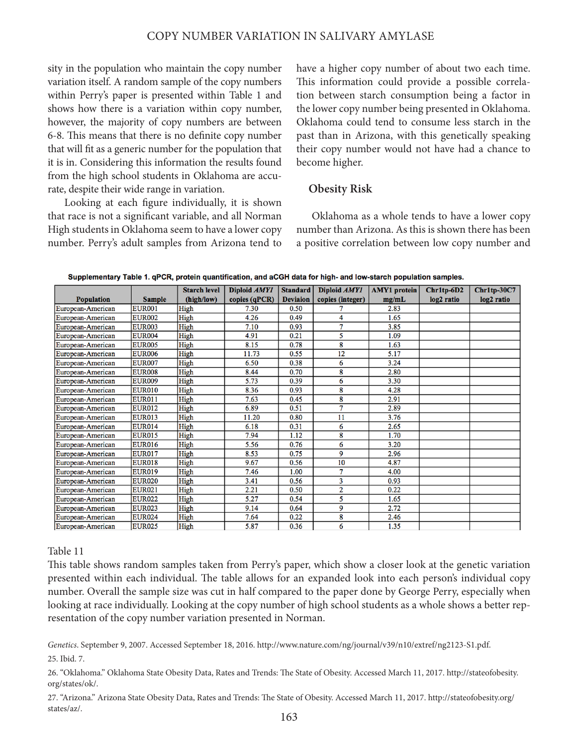sity in the population who maintain the copy number variation itself. A random sample of the copy numbers within Perry's paper is presented within Table 1 and shows how there is a variation within copy number, however, the majority of copy numbers are between 6-8. This means that there is no definite copy number that will fit as a generic number for the population that it is in. Considering this information the results found from the high school students in Oklahoma are accurate, despite their wide range in variation.

Looking at each figure individually, it is shown that race is not a significant variable, and all Norman High students in Oklahoma seem to have a lower copy number. Perry's adult samples from Arizona tend to have a higher copy number of about two each time. This information could provide a possible correlation between starch consumption being a factor in the lower copy number being presented in Oklahoma. Oklahoma could tend to consume less starch in the past than in Arizona, with this genetically speaking their copy number would not have had a chance to become higher.

### Obesity Risk

Oklahoma as a whole tends to have a lower copy number than Arizona. As this is shown there has been a positive correlation between low copy number and

**Supplementary Table 1. qPCR, protein quantification, and aCGH data for high- and low-starch population samples.**

| Population | Sample | Starch level (high/low) | Diploid *AMY1* copies (qPCR) | Standard Deviaion | Diploid *AMY1* copies (integer) | AMY1 protein mg/mL | Chr1tp-6D2 log2 ratio | Chr1tp-30C7 log2 ratio |
|---|---|---|---|---|---|---|---|---|
| European-American | EUR001 | High | 7.30 | 0.50 | 7 | 2.83 | | |
| European-American | EUR002 | High | 4.26 | 0.49 | 4 | 1.65 | | |
| European-American | EUR003 | High | 7.10 | 0.93 | 7 | 3.85 | | |
| European-American | EUR004 | High | 4.91 | 0.21 | 5 | 1.09 | | |
| European-American | EUR005 | High | 8.15 | 0.78 | 8 | 1.63 | | |
| European-American | EUR006 | High | 11.73 | 0.55 | 12 | 5.17 | | |
| European-American | EUR007 | High | 6.50 | 0.38 | 6 | 3.24 | | |
| European-American | EUR008 | High | 8.44 | 0.70 | 8 | 2.80 | | |
| European-American | EUR009 | High | 5.73 | 0.39 | 6 | 3.30 | | |
| European-American | EUR010 | High | 8.36 | 0.93 | 8 | 4.28 | | |
| European-American | EUR011 | High | 7.63 | 0.45 | 8 | 2.91 | | |
| European-American | EUR012 | High | 6.89 | 0.51 | 7 | 2.89 | | |
| European-American | EUR013 | High | 11.20 | 0.80 | 11 | 3.76 | | |
| European-American | EUR014 | High | 6.18 | 0.31 | 6 | 2.65 | | |
| European-American | EUR015 | High | 7.94 | 1.12 | 8 | 1.70 | | |
| European-American | EUR016 | High | 5.56 | 0.76 | 6 | 3.20 | | |
| European-American | EUR017 | High | 8.53 | 0.75 | 9 | 2.96 | | |
| European-American | EUR018 | High | 9.67 | 0.56 | 10 | 4.87 | | |
| European-American | EUR019 | High | 7.46 | 1.00 | 7 | 4.00 | | |
| European-American | EUR020 | High | 3.41 | 0.56 | 3 | 0.93 | | |
| European-American | EUR021 | High | 2.21 | 0.50 | 2 | 0.22 | | |
| European-American | EUR022 | High | 5.27 | 0.54 | 5 | 1.65 | | |
| European-American | EUR023 | High | 9.14 | 0.64 | 9 | 2.72 | | |
| European-American | EUR024 | High | 7.64 | 0.22 | 8 | 2.46 | | |
| European-American | EUR025 | High | 5.87 | 0.36 | 6 | 1.35 | | |

Table 11

This table shows random samples taken from Perry's paper, which show a closer look at the genetic variation presented within each individual. The table allows for an expanded look into each person's individual copy number. Overall the sample size was cut in half compared to the paper done by George Perry, especially when looking at race individually. Looking at the copy number of high school students as a whole shows a better representation of the copy number variation presented in Norman.

*Genetics*. September 9, 2007. Accessed September 18, 2016. http://www.nature.com/ng/journal/v39/n10/extref/ng2123-S1.pdf.

25. Ibid. 7.

26. "Oklahoma." Oklahoma State Obesity Data, Rates and Trends: The State of Obesity. Accessed March 11, 2017. http://stateofobesity.org/states/ok/.

27. "Arizona." Arizona State Obesity Data, Rates and Trends: The State of Obesity. Accessed March 11, 2017. http://stateofobesity.org/states/az/.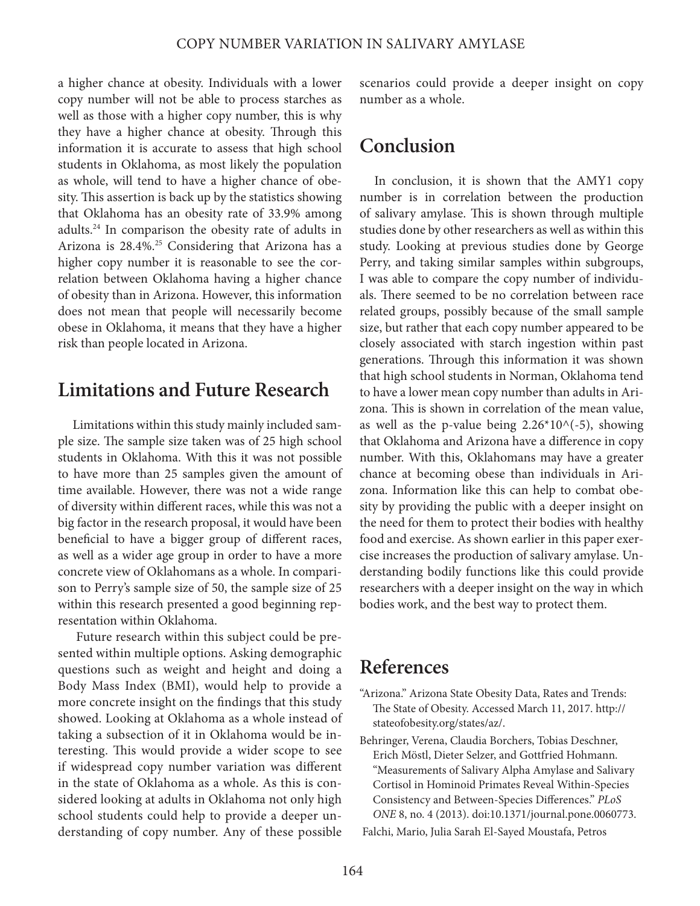a higher chance at obesity. Individuals with a lower copy number will not be able to process starches as well as those with a higher copy number, this is why they have a higher chance at obesity. Through this information it is accurate to assess that high school students in Oklahoma, as most likely the population as whole, will tend to have a higher chance of obesity. This assertion is back up by the statistics showing that Oklahoma has an obesity rate of 33.9% among adults.[24] In comparison the obesity rate of adults in Arizona is 28.4%.[25] Considering that Arizona has a higher copy number it is reasonable to see the correlation between Oklahoma having a higher chance of obesity than in Arizona. However, this information does not mean that people will necessarily become obese in Oklahoma, it means that they have a higher risk than people located in Arizona.

## Limitations and Future Research

Limitations within this study mainly included sample size. The sample size taken was of 25 high school students in Oklahoma. With this it was not possible to have more than 25 samples given the amount of time available. However, there was not a wide range of diversity within different races, while this was not a big factor in the research proposal, it would have been beneficial to have a bigger group of different races, as well as a wider age group in order to have a more concrete view of Oklahomans as a whole. In comparison to Perry's sample size of 50, the sample size of 25 within this research presented a good beginning representation within Oklahoma.

Future research within this subject could be presented within multiple options. Asking demographic questions such as weight and height and doing a Body Mass Index (BMI), would help to provide a more concrete insight on the findings that this study showed. Looking at Oklahoma as a whole instead of taking a subsection of it in Oklahoma would be interesting. This would provide a wider scope to see if widespread copy number variation was different in the state of Oklahoma as a whole. As this is considered looking at adults in Oklahoma not only high school students could help to provide a deeper understanding of copy number. Any of these possible scenarios could provide a deeper insight on copy number as a whole.

## Conclusion

In conclusion, it is shown that the AMY1 copy number is in correlation between the production of salivary amylase. This is shown through multiple studies done by other researchers as well as within this study. Looking at previous studies done by George Perry, and taking similar samples within subgroups, I was able to compare the copy number of individuals. There seemed to be no correlation between race related groups, possibly because of the small sample size, but rather that each copy number appeared to be closely associated with starch ingestion within past generations. Through this information it was shown that high school students in Norman, Oklahoma tend to have a lower mean copy number than adults in Arizona. This is shown in correlation of the mean value, as well as the p-value being $2.26*10^{(-5)}$, showing that Oklahoma and Arizona have a difference in copy number. With this, Oklahomans may have a greater chance at becoming obese than individuals in Arizona. Information like this can help to combat obesity by providing the public with a deeper insight on the need for them to protect their bodies with healthy food and exercise. As shown earlier in this paper exercise increases the production of salivary amylase. Understanding bodily functions like this could provide researchers with a deeper insight on the way in which bodies work, and the best way to protect them.

## References

"Arizona." Arizona State Obesity Data, Rates and Trends: The State of Obesity. Accessed March 11, 2017. http://stateofobesity.org/states/az/.

Behringer, Verena, Claudia Borchers, Tobias Deschner, Erich Möstl, Dieter Selzer, and Gottfried Hohmann. "Measurements of Salivary Alpha Amylase and Salivary Cortisol in Hominoid Primates Reveal Within-Species Consistency and Between-Species Differences." *PLoS ONE* 8, no. 4 (2013). doi:10.1371/journal.pone.0060773.

Falchi, Mario, Julia Sarah El-Sayed Moustafa, Petros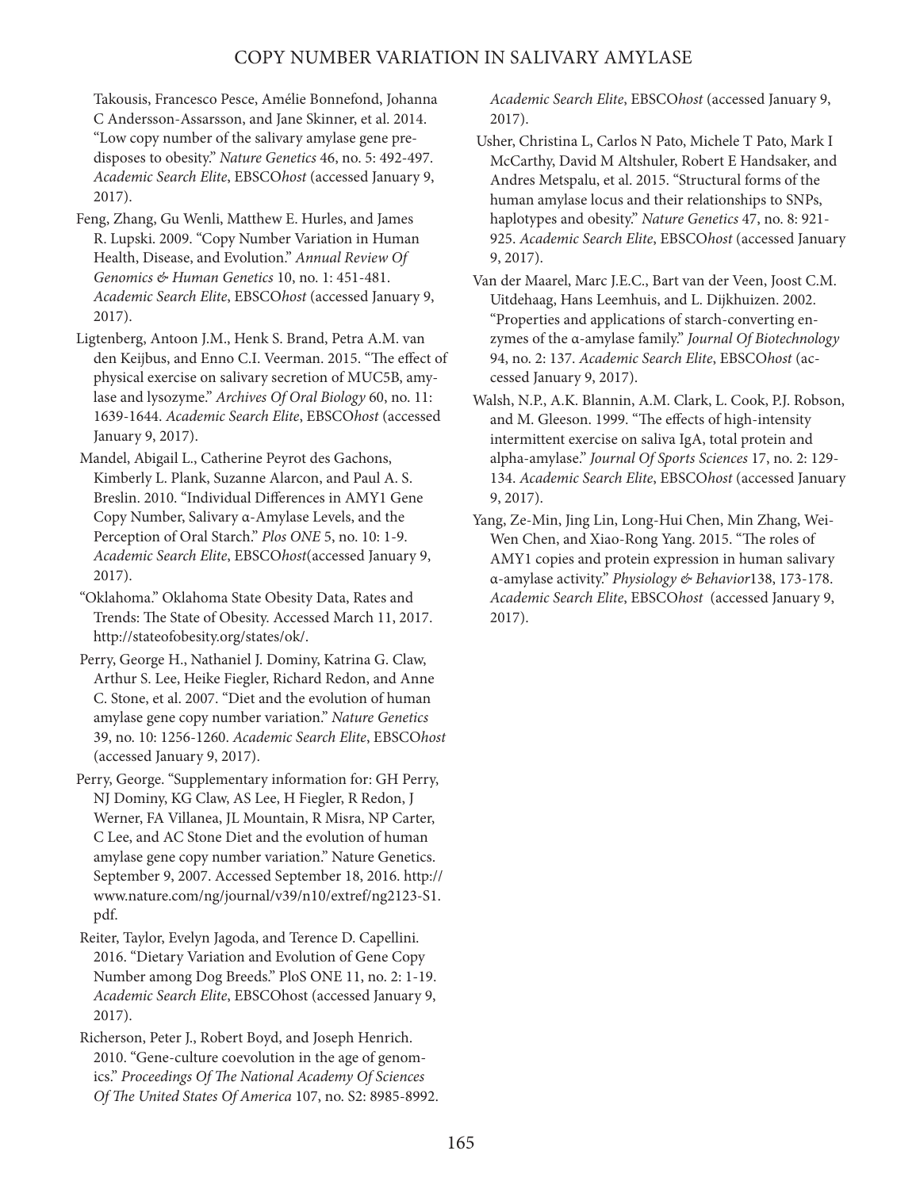Takousis, Francesco Pesce, Amélie Bonnefond, Johanna C Andersson-Assarsson, and Jane Skinner, et al. 2014. "Low copy number of the salivary amylase gene predisposes to obesity." *Nature Genetics* 46, no. 5: 492-497. *Academic Search Elite*, EBSCO*host* (accessed January 9, 2017).

Feng, Zhang, Gu Wenli, Matthew E. Hurles, and James R. Lupski. 2009. "Copy Number Variation in Human Health, Disease, and Evolution." *Annual Review Of Genomics & Human Genetics* 10, no. 1: 451-481. *Academic Search Elite*, EBSCO*host* (accessed January 9, 2017).

Ligtenberg, Antoon J.M., Henk S. Brand, Petra A.M. van den Keijbus, and Enno C.I. Veerman. 2015. "The effect of physical exercise on salivary secretion of MUC5B, amylase and lysozyme." *Archives Of Oral Biology* 60, no. 11: 1639-1644. *Academic Search Elite*, EBSCO*host* (accessed January 9, 2017).

Mandel, Abigail L., Catherine Peyrot des Gachons, Kimberly L. Plank, Suzanne Alarcon, and Paul A. S. Breslin. 2010. "Individual Differences in AMY1 Gene Copy Number, Salivary α-Amylase Levels, and the Perception of Oral Starch." *Plos ONE* 5, no. 10: 1-9. *Academic Search Elite*, EBSCO*host*(accessed January 9, 2017).

"Oklahoma." Oklahoma State Obesity Data, Rates and Trends: The State of Obesity. Accessed March 11, 2017. http://stateofobesity.org/states/ok/.

Perry, George H., Nathaniel J. Dominy, Katrina G. Claw, Arthur S. Lee, Heike Fiegler, Richard Redon, and Anne C. Stone, et al. 2007. "Diet and the evolution of human amylase gene copy number variation." *Nature Genetics* 39, no. 10: 1256-1260. *Academic Search Elite*, EBSCO*host* (accessed January 9, 2017).

Perry, George. "Supplementary information for: GH Perry, NJ Dominy, KG Claw, AS Lee, H Fiegler, R Redon, J Werner, FA Villanea, JL Mountain, R Misra, NP Carter, C Lee, and AC Stone Diet and the evolution of human amylase gene copy number variation." Nature Genetics. September 9, 2007. Accessed September 18, 2016. http://www.nature.com/ng/journal/v39/n10/extref/ng2123-S1.pdf.

Reiter, Taylor, Evelyn Jagoda, and Terence D. Capellini. 2016. "Dietary Variation and Evolution of Gene Copy Number among Dog Breeds." PloS ONE 11, no. 2: 1-19. *Academic Search Elite*, EBSCOhost (accessed January 9, 2017).

Richerson, Peter J., Robert Boyd, and Joseph Henrich. 2010. "Gene-culture coevolution in the age of genomics." *Proceedings Of The National Academy Of Sciences Of The United States Of America* 107, no. S2: 8985-8992. *Academic Search Elite*, EBSCO*host* (accessed January 9, 2017).

Usher, Christina L, Carlos N Pato, Michele T Pato, Mark I McCarthy, David M Altshuler, Robert E Handsaker, and Andres Metspalu, et al. 2015. "Structural forms of the human amylase locus and their relationships to SNPs, haplotypes and obesity." *Nature Genetics* 47, no. 8: 921-925. *Academic Search Elite*, EBSCO*host* (accessed January 9, 2017).

Van der Maarel, Marc J.E.C., Bart van der Veen, Joost C.M. Uitdehaag, Hans Leemhuis, and L. Dijkhuizen. 2002. "Properties and applications of starch-converting enzymes of the α-amylase family." *Journal Of Biotechnology* 94, no. 2: 137. *Academic Search Elite*, EBSCO*host* (accessed January 9, 2017).

Walsh, N.P., A.K. Blannin, A.M. Clark, L. Cook, P.J. Robson, and M. Gleeson. 1999. "The effects of high-intensity intermittent exercise on saliva IgA, total protein and alpha-amylase." *Journal Of Sports Sciences* 17, no. 2: 129-134. *Academic Search Elite*, EBSCO*host* (accessed January 9, 2017).

Yang, Ze-Min, Jing Lin, Long-Hui Chen, Min Zhang, Wei-Wen Chen, and Xiao-Rong Yang. 2015. "The roles of AMY1 copies and protein expression in human salivary α-amylase activity." *Physiology & Behavior*138, 173-178. *Academic Search Elite*, EBSCO*host* (accessed January 9, 2017).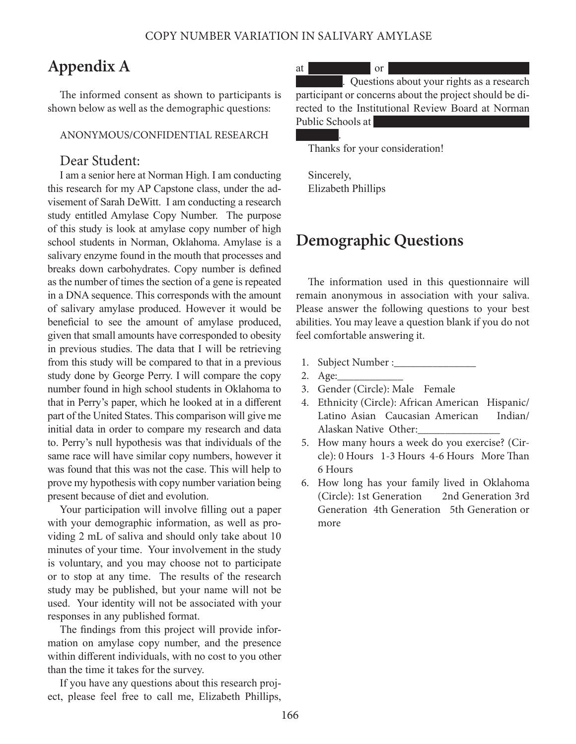# Appendix A

The informed consent as shown to participants is shown below as well as the demographic questions:

ANONYMOUS/CONFIDENTIAL RESEARCH

## Dear Student:

I am a senior here at Norman High. I am conducting this research for my AP Capstone class, under the advisement of Sarah DeWitt. I am conducting a research study entitled Amylase Copy Number. The purpose of this study is look at amylase copy number of high school students in Norman, Oklahoma. Amylase is a salivary enzyme found in the mouth that processes and breaks down carbohydrates. Copy number is defined as the number of times the section of a gene is repeated in a DNA sequence. This corresponds with the amount of salivary amylase produced. However it would be beneficial to see the amount of amylase produced, given that small amounts have corresponded to obesity in previous studies. The data that I will be retrieving from this study will be compared to that in a previous study done by George Perry. I will compare the copy number found in high school students in Oklahoma to that in Perry's paper, which he looked at in a different part of the United States. This comparison will give me initial data in order to compare my research and data to. Perry's null hypothesis was that individuals of the same race will have similar copy numbers, however it was found that this was not the case. This will help to prove my hypothesis with copy number variation being present because of diet and evolution.

Your participation will involve filling out a paper with your demographic information, as well as providing 2 mL of saliva and should only take about 10 minutes of your time. Your involvement in the study is voluntary, and you may choose not to participate or to stop at any time. The results of the research study may be published, but your name will not be used. Your identity will not be associated with your responses in any published format.

The findings from this project will provide information on amylase copy number, and the presence within different individuals, with no cost to you other than the time it takes for the survey.

If you have any questions about this research project, please feel free to call me, Elizabeth Phillips, at [redacted] or [redacted]. Questions about your rights as a research participant or concerns about the project should be directed to the Institutional Review Board at Norman Public Schools at [redacted].

Thanks for your consideration!

Sincerely,
Elizabeth Phillips

# Demographic Questions

The information used in this questionnaire will remain anonymous in association with your saliva. Please answer the following questions to your best abilities. You may leave a question blank if you do not feel comfortable answering it.

1. Subject Number :_______________
2. Age:____________
3. Gender (Circle): Male Female
4. Ethnicity (Circle): African American Hispanic/Latino Asian Caucasian American Indian/Alaskan Native Other:_______________
5. How many hours a week do you exercise? (Circle): 0 Hours 1-3 Hours 4-6 Hours More Than 6 Hours
6. How long has your family lived in Oklahoma (Circle): 1st Generation 2nd Generation 3rd Generation 4th Generation 5th Generation or more